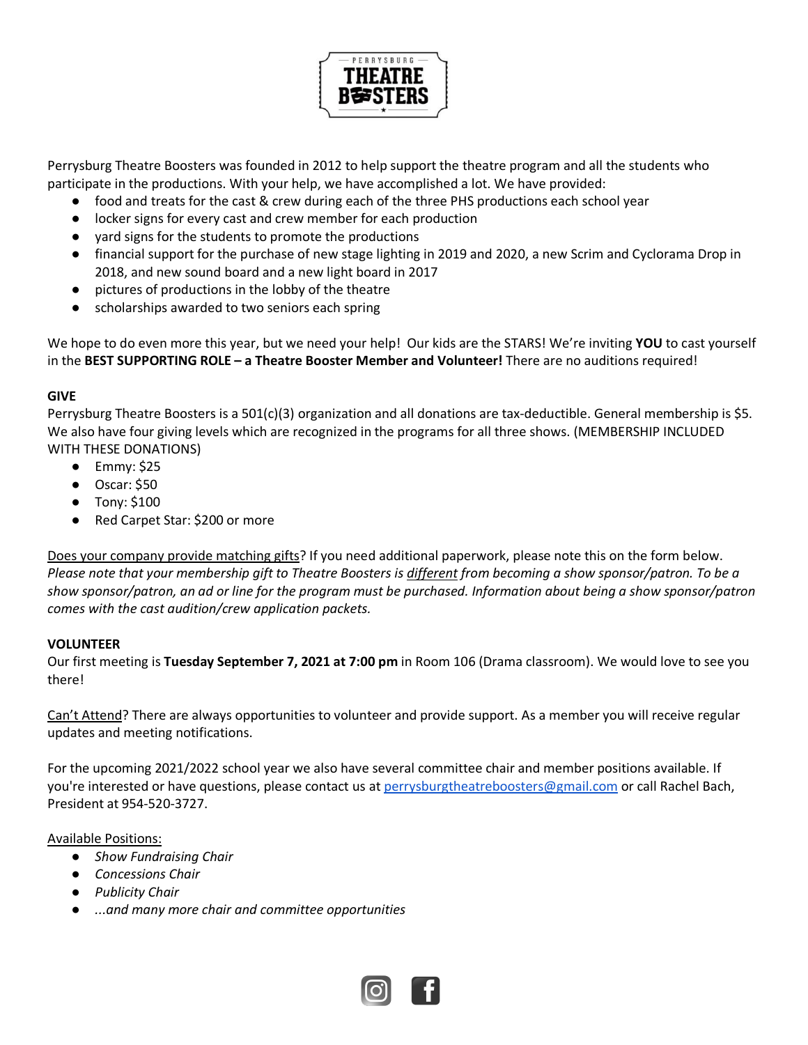# PERRYSBURG THEATRE BOOSTERS

Perrysburg Theatre Boosters was founded in 2012 to help support the theatre program and all the students who participate in the productions. With your help, we have accomplished a lot. We have provided:

- food and treats for the cast & crew during each of the three PHS productions each school year
- locker signs for every cast and crew member for each production
- yard signs for the students to promote the productions
- financial support for the purchase of new stage lighting in 2019 and 2020, a new Scrim and Cyclorama Drop in 2018, and new sound board and a new light board in 2017
- pictures of productions in the lobby of the theatre
- scholarships awarded to two seniors each spring

We hope to do even more this year, but we need your help! Our kids are the STARS! We're inviting **YOU** to cast yourself in the **BEST SUPPORTING ROLE – a Theatre Booster Member and Volunteer!** There are no auditions required!

**GIVE**

Perrysburg Theatre Boosters is a 501(c)(3) organization and all donations are tax-deductible. General membership is $5. We also have four giving levels which are recognized in the programs for all three shows. (MEMBERSHIP INCLUDED WITH THESE DONATIONS)

- Emmy: $25
- Oscar: $50
- Tony: $100
- Red Carpet Star: $200 or more

<u>Does your company provide matching gifts</u>? If you need additional paperwork, please note this on the form below. *Please note that your membership gift to Theatre Boosters is <u>different</u> from becoming a show sponsor/patron. To be a show sponsor/patron, an ad or line for the program must be purchased. Information about being a show sponsor/patron comes with the cast audition/crew application packets.*

**VOLUNTEER**

Our first meeting is **Tuesday September 7, 2021 at 7:00 pm** in Room 106 (Drama classroom). We would love to see you there!

<u>Can't Attend</u>? There are always opportunities to volunteer and provide support. As a member you will receive regular updates and meeting notifications.

For the upcoming 2021/2022 school year we also have several committee chair and member positions available. If you're interested or have questions, please contact us at perrysburgtheatreboosters@gmail.com or call Rachel Bach, President at 954-520-3727.

<u>Available Positions:</u>

- *Show Fundraising Chair*
- *Concessions Chair*
- *Publicity Chair*
- *...and many more chair and committee opportunities*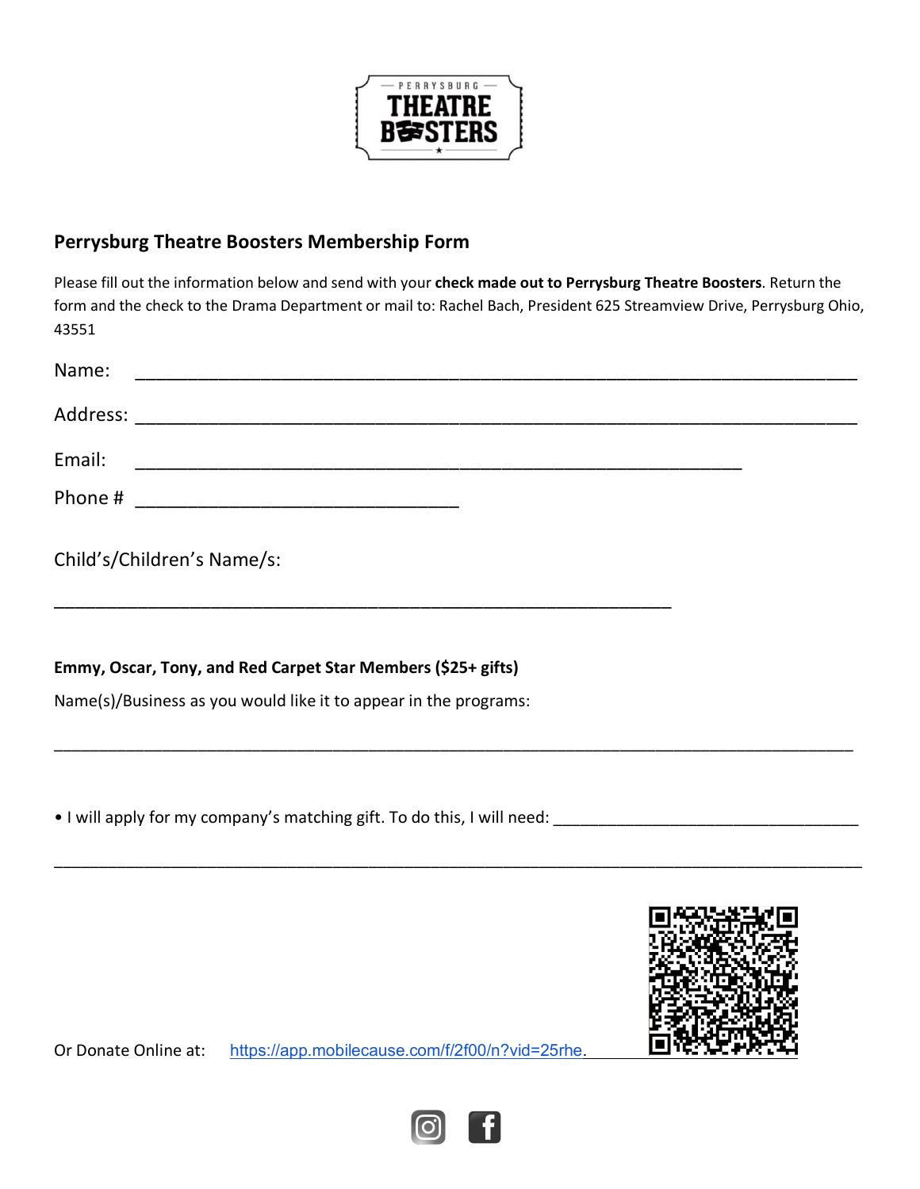PERRYSBURG
THEATRE BOOSTERS

## Perrysburg Theatre Boosters Membership Form

Please fill out the information below and send with your **check made out to Perrysburg Theatre Boosters**. Return the form and the check to the Drama Department or mail to: Rachel Bach, President 625 Streamview Drive, Perrysburg Ohio, 43551

Name: ____________________________________________________________________

Address: __________________________________________________________________

Email: ______________________________________________________

Phone # ______________________________

Child's/Children's Name/s:

____________________________________________________________

**Emmy, Oscar, Tony, and Red Carpet Star Members ($25+ gifts)**

Name(s)/Business as you would like it to appear in the programs:

______________________________________________________________________________

• I will apply for my company's matching gift. To do this, I will need: ____________________________

______________________________________________________________________________

Or Donate Online at: https://app.mobilecause.com/f/2f00/n?vid=25rhe.